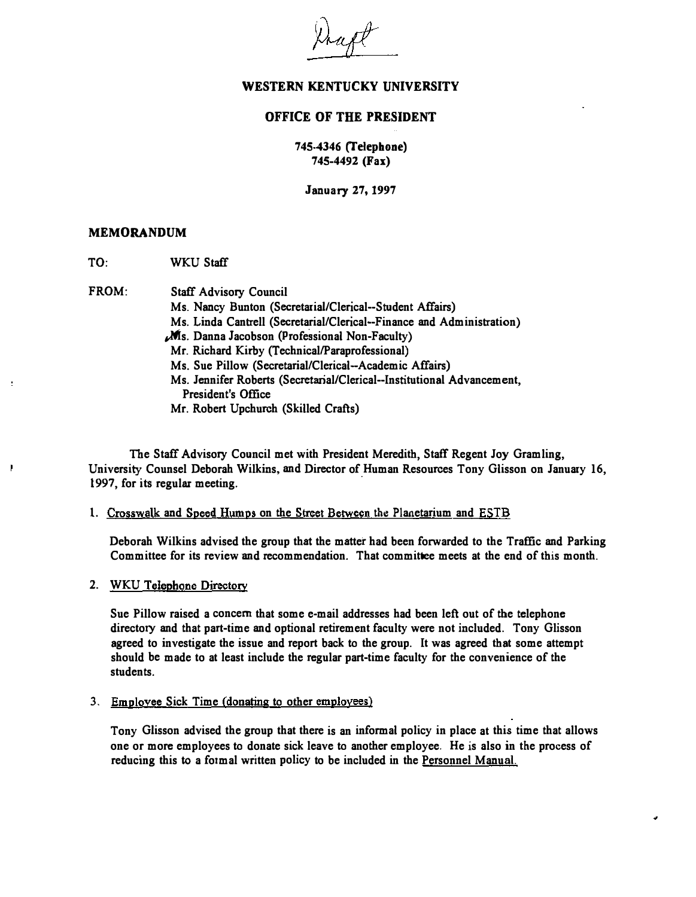Draft

**WESTERN KENTUCKY UNIVERSITY**

**OFFICE OF THE PRESIDENT**

**745-4346 (Telephone)**
**745-4492 (Fax)**

**January 27, 1997**

**MEMORANDUM**

TO: WKU Staff

FROM: Staff Advisory Council
Ms. Nancy Bunton (Secretarial/Clerical--Student Affairs)
Ms. Linda Cantrell (Secretarial/Clerical--Finance and Administration)
Ms. Danna Jacobson (Professional Non-Faculty)
Mr. Richard Kirby (Technical/Paraprofessional)
Ms. Sue Pillow (Secretarial/Clerical--Academic Affairs)
Ms. Jennifer Roberts (Secretarial/Clerical--Institutional Advancement, President's Office
Mr. Robert Upchurch (Skilled Crafts)

The Staff Advisory Council met with President Meredith, Staff Regent Joy Gramling, University Counsel Deborah Wilkins, and Director of Human Resources Tony Glisson on January 16, 1997, for its regular meeting.

1. Crosswalk and Speed Humps on the Street Between the Planetarium and ESTB

   Deborah Wilkins advised the group that the matter had been forwarded to the Traffic and Parking Committee for its review and recommendation. That committee meets at the end of this month.

2. WKU Telephone Directory

   Sue Pillow raised a concern that some e-mail addresses had been left out of the telephone directory and that part-time and optional retirement faculty were not included. Tony Glisson agreed to investigate the issue and report back to the group. It was agreed that some attempt should be made to at least include the regular part-time faculty for the convenience of the students.

3. Employee Sick Time (donating to other employees)

   Tony Glisson advised the group that there is an informal policy in place at this time that allows one or more employees to donate sick leave to another employee. He is also in the process of reducing this to a formal written policy to be included in the Personnel Manual.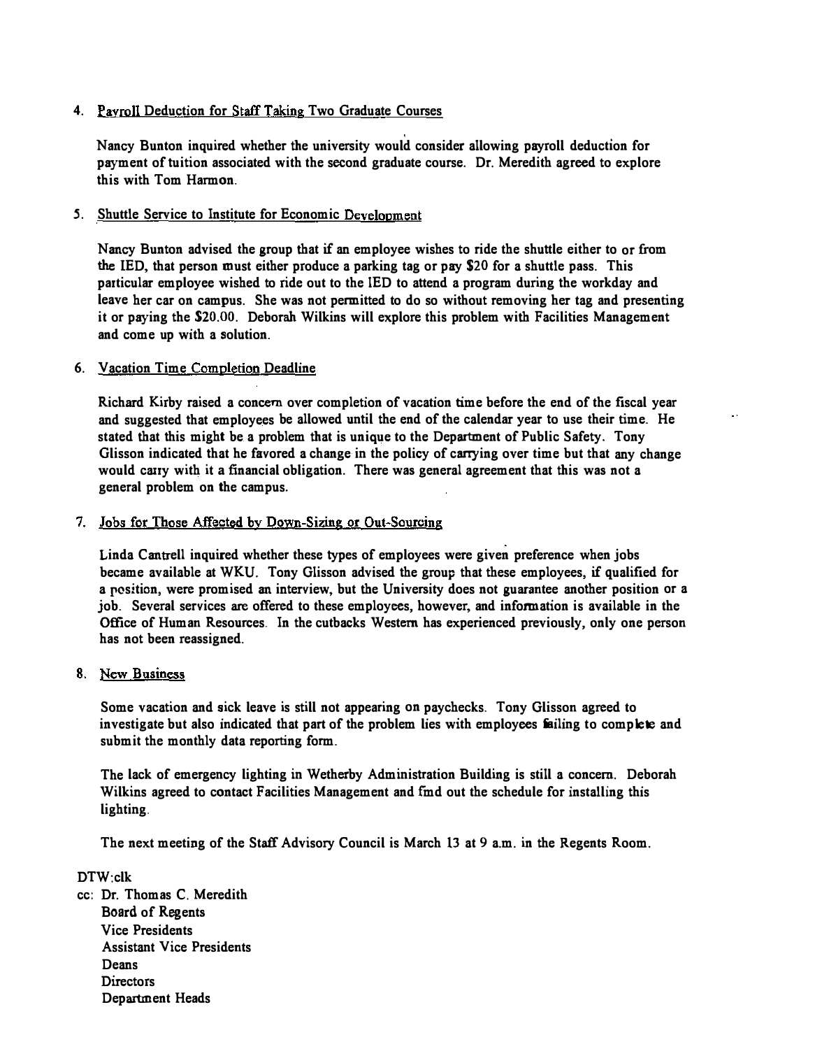4. Payroll Deduction for Staff Taking Two Graduate Courses

   Nancy Bunton inquired whether the university would consider allowing payroll deduction for payment of tuition associated with the second graduate course. Dr. Meredith agreed to explore this with Tom Harmon.

5. Shuttle Service to Institute for Economic Development

   Nancy Bunton advised the group that if an employee wishes to ride the shuttle either to or from the IED, that person must either produce a parking tag or pay $20 for a shuttle pass. This particular employee wished to ride out to the IED to attend a program during the workday and leave her car on campus. She was not permitted to do so without removing her tag and presenting it or paying the $20.00. Deborah Wilkins will explore this problem with Facilities Management and come up with a solution.

6. Vacation Time Completion Deadline

   Richard Kirby raised a concern over completion of vacation time before the end of the fiscal year and suggested that employees be allowed until the end of the calendar year to use their time. He stated that this might be a problem that is unique to the Department of Public Safety. Tony Glisson indicated that he favored a change in the policy of carrying over time but that any change would carry with it a financial obligation. There was general agreement that this was not a general problem on the campus.

7. Jobs for Those Affected by Down-Sizing or Out-Sourcing

   Linda Cantrell inquired whether these types of employees were given preference when jobs became available at WKU. Tony Glisson advised the group that these employees, if qualified for a position, were promised an interview, but the University does not guarantee another position or a job. Several services are offered to these employees, however, and information is available in the Office of Human Resources. In the cutbacks Western has experienced previously, only one person has not been reassigned.

8. New Business

   Some vacation and sick leave is still not appearing on paychecks. Tony Glisson agreed to investigate but also indicated that part of the problem lies with employees failing to complete and submit the monthly data reporting form.

   The lack of emergency lighting in Wetherby Administration Building is still a concern. Deborah Wilkins agreed to contact Facilities Management and find out the schedule for installing this lighting.

   The next meeting of the Staff Advisory Council is March 13 at 9 a.m. in the Regents Room.

DTW:clk

cc: Dr. Thomas C. Meredith
Board of Regents
Vice Presidents
Assistant Vice Presidents
Deans
Directors
Department Heads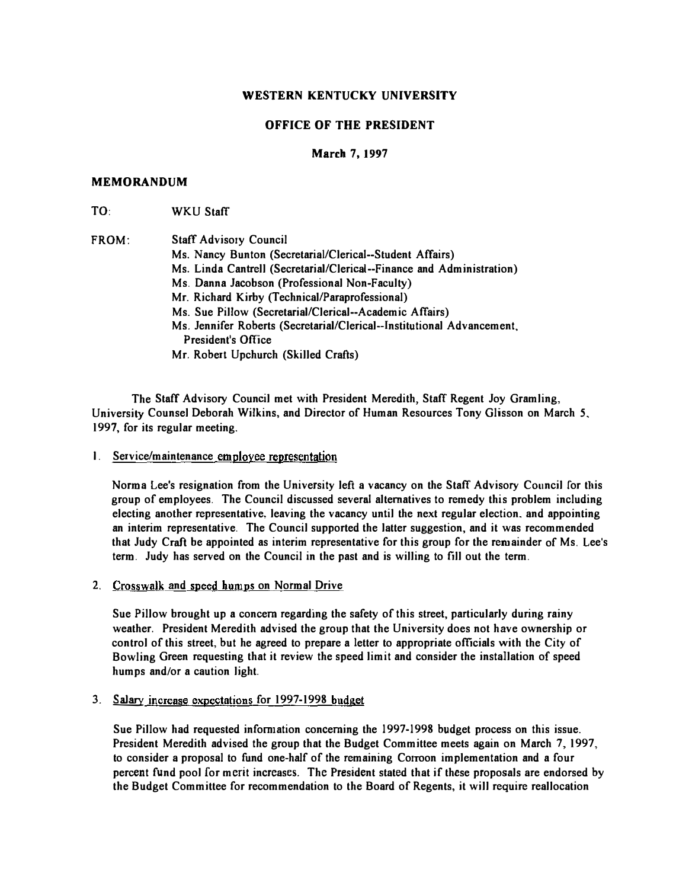**WESTERN KENTUCKY UNIVERSITY**

**OFFICE OF THE PRESIDENT**

**March 7, 1997**

## MEMORANDUM

TO: WKU Staff

FROM: Staff Advisory Council
Ms. Nancy Bunton (Secretarial/Clerical--Student Affairs)
Ms. Linda Cantrell (Secretarial/Clerical--Finance and Administration)
Ms. Danna Jacobson (Professional Non-Faculty)
Mr. Richard Kirby (Technical/Paraprofessional)
Ms. Sue Pillow (Secretarial/Clerical--Academic Affairs)
Ms. Jennifer Roberts (Secretarial/Clerical--Institutional Advancement, President's Office
Mr. Robert Upchurch (Skilled Crafts)

The Staff Advisory Council met with President Meredith, Staff Regent Joy Gramling, University Counsel Deborah Wilkins, and Director of Human Resources Tony Glisson on March 5, 1997, for its regular meeting.

1. Service/maintenance employee representation

   Norma Lee's resignation from the University left a vacancy on the Staff Advisory Council for this group of employees. The Council discussed several alternatives to remedy this problem including electing another representative, leaving the vacancy until the next regular election, and appointing an interim representative. The Council supported the latter suggestion, and it was recommended that Judy Craft be appointed as interim representative for this group for the remainder of Ms. Lee's term. Judy has served on the Council in the past and is willing to fill out the term.

2. Crosswalk and speed humps on Normal Drive

   Sue Pillow brought up a concern regarding the safety of this street, particularly during rainy weather. President Meredith advised the group that the University does not have ownership or control of this street, but he agreed to prepare a letter to appropriate officials with the City of Bowling Green requesting that it review the speed limit and consider the installation of speed humps and/or a caution light.

3. Salary increase expectations for 1997-1998 budget

   Sue Pillow had requested information concerning the 1997-1998 budget process on this issue. President Meredith advised the group that the Budget Committee meets again on March 7, 1997, to consider a proposal to fund one-half of the remaining Corroon implementation and a four percent fund pool for merit increases. The President stated that if these proposals are endorsed by the Budget Committee for recommendation to the Board of Regents, it will require reallocation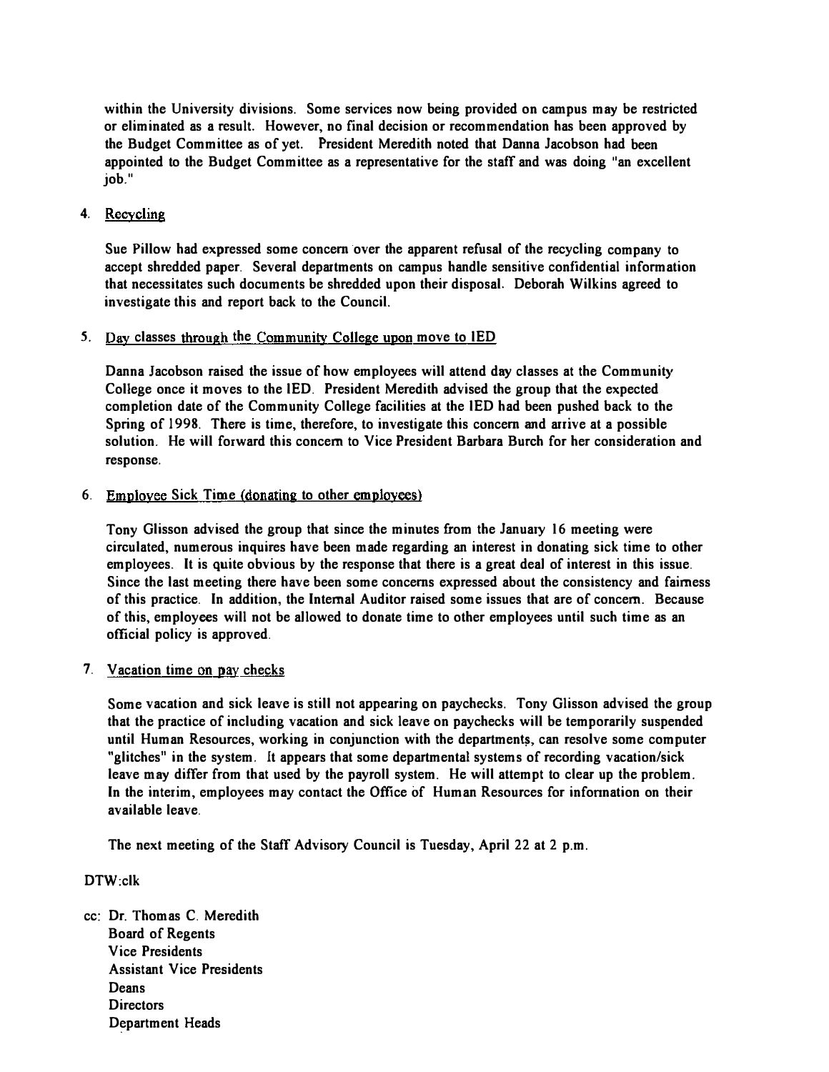within the University divisions. Some services now being provided on campus may be restricted or eliminated as a result. However, no final decision or recommendation has been approved by the Budget Committee as of yet. President Meredith noted that Danna Jacobson had been appointed to the Budget Committee as a representative for the staff and was doing "an excellent job."

4. Recycling

   Sue Pillow had expressed some concern over the apparent refusal of the recycling company to accept shredded paper. Several departments on campus handle sensitive confidential information that necessitates such documents be shredded upon their disposal. Deborah Wilkins agreed to investigate this and report back to the Council.

5. Day classes through the Community College upon move to IED

   Danna Jacobson raised the issue of how employees will attend day classes at the Community College once it moves to the IED. President Meredith advised the group that the expected completion date of the Community College facilities at the IED had been pushed back to the Spring of 1998. There is time, therefore, to investigate this concern and arrive at a possible solution. He will forward this concern to Vice President Barbara Burch for her consideration and response.

6. Employee Sick Time (donating to other employees)

   Tony Glisson advised the group that since the minutes from the January 16 meeting were circulated, numerous inquires have been made regarding an interest in donating sick time to other employees. It is quite obvious by the response that there is a great deal of interest in this issue. Since the last meeting there have been some concerns expressed about the consistency and fairness of this practice. In addition, the Internal Auditor raised some issues that are of concern. Because of this, employees will not be allowed to donate time to other employees until such time as an official policy is approved.

7. Vacation time on pay checks

   Some vacation and sick leave is still not appearing on paychecks. Tony Glisson advised the group that the practice of including vacation and sick leave on paychecks will be temporarily suspended until Human Resources, working in conjunction with the departments, can resolve some computer "glitches" in the system. It appears that some departmental systems of recording vacation/sick leave may differ from that used by the payroll system. He will attempt to clear up the problem. In the interim, employees may contact the Office of Human Resources for information on their available leave.

   The next meeting of the Staff Advisory Council is Tuesday, April 22 at 2 p.m.

DTW:clk

cc: Dr. Thomas C. Meredith
    Board of Regents
    Vice Presidents
    Assistant Vice Presidents
    Deans
    Directors
    Department Heads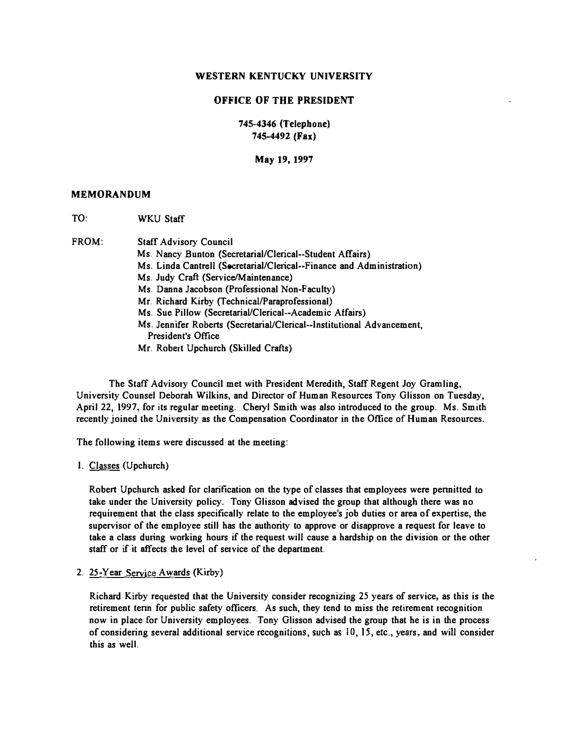**WESTERN KENTUCKY UNIVERSITY**

**OFFICE OF THE PRESIDENT**

**745-4346 (Telephone)**
**745-4492 (Fax)**

**May 19, 1997**

## MEMORANDUM

TO: WKU Staff

FROM: Staff Advisory Council
Ms. Nancy Bunton (Secretarial/Clerical--Student Affairs)
Ms. Linda Cantrell (Secretarial/Clerical--Finance and Administration)
Ms. Judy Craft (Service/Maintenance)
Ms. Danna Jacobson (Professional Non-Faculty)
Mr. Richard Kirby (Technical/Paraprofessional)
Ms. Sue Pillow (Secretarial/Clerical--Academic Affairs)
Ms. Jennifer Roberts (Secretarial/Clerical--Institutional Advancement, President's Office
Mr. Robert Upchurch (Skilled Crafts)

The Staff Advisory Council met with President Meredith, Staff Regent Joy Gramling, University Counsel Deborah Wilkins, and Director of Human Resources Tony Glisson on Tuesday, April 22, 1997, for its regular meeting. Cheryl Smith was also introduced to the group. Ms. Smith recently joined the University as the Compensation Coordinator in the Office of Human Resources.

The following items were discussed at the meeting:

1. Classes (Upchurch)

   Robert Upchurch asked for clarification on the type of classes that employees were permitted to take under the University policy. Tony Glisson advised the group that although there was no requirement that the class specifically relate to the employee's job duties or area of expertise, the supervisor of the employee still has the authority to approve or disapprove a request for leave to take a class during working hours if the request will cause a hardship on the division or the other staff or if it affects the level of service of the department.

2. 25-Year Service Awards (Kirby)

   Richard Kirby requested that the University consider recognizing 25 years of service, as this is the retirement term for public safety officers. As such, they tend to miss the retirement recognition now in place for University employees. Tony Glisson advised the group that he is in the process of considering several additional service recognitions, such as 10, 15, etc., years, and will consider this as well.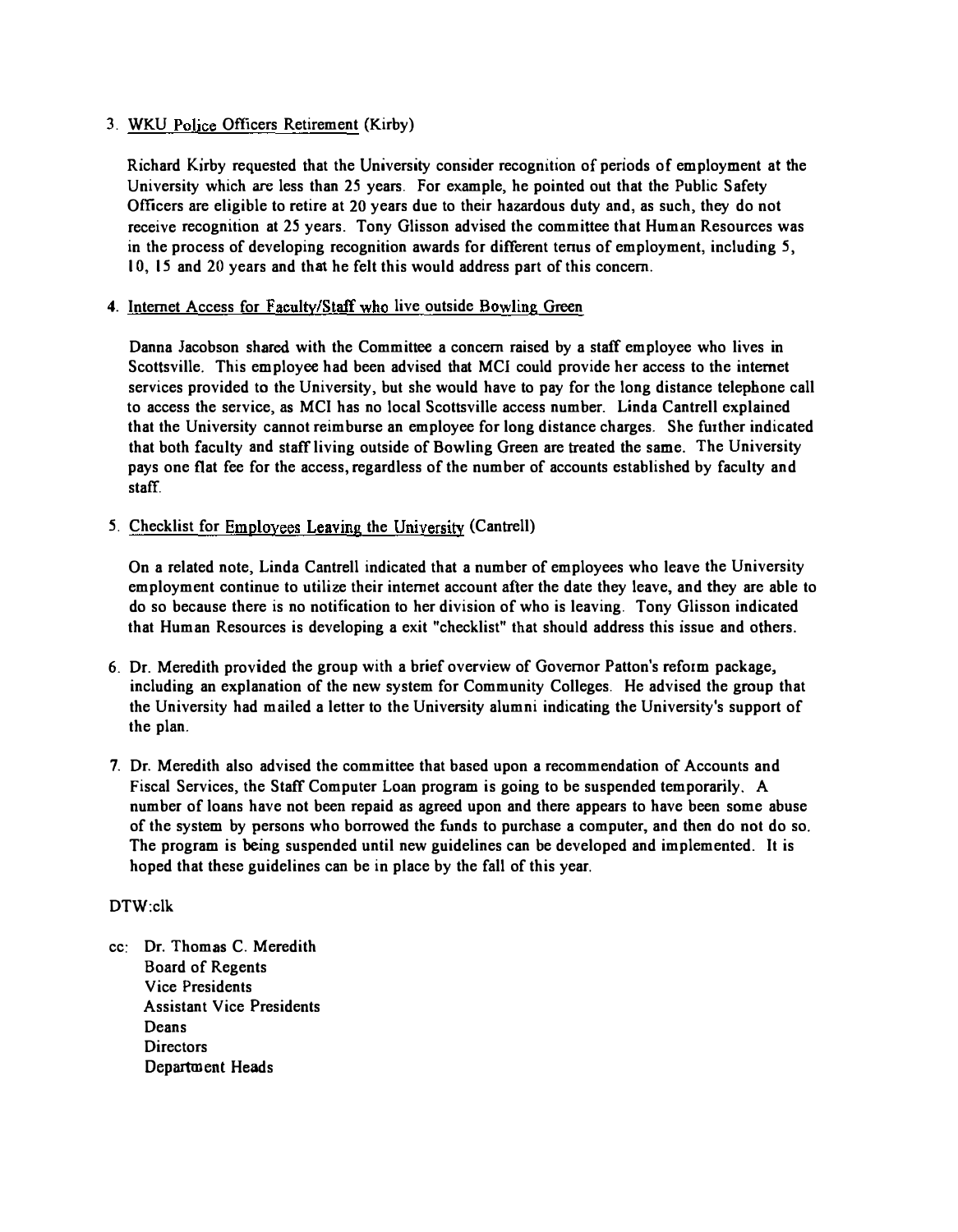3. WKU Police Officers Retirement (Kirby)

   Richard Kirby requested that the University consider recognition of periods of employment at the University which are less than 25 years. For example, he pointed out that the Public Safety Officers are eligible to retire at 20 years due to their hazardous duty and, as such, they do not receive recognition at 25 years. Tony Glisson advised the committee that Human Resources was in the process of developing recognition awards for different terms of employment, including 5, 10, 15 and 20 years and that he felt this would address part of this concern.

4. Internet Access for Faculty/Staff who live outside Bowling Green

   Danna Jacobson shared with the Committee a concern raised by a staff employee who lives in Scottsville. This employee had been advised that MCI could provide her access to the internet services provided to the University, but she would have to pay for the long distance telephone call to access the service, as MCI has no local Scottsville access number. Linda Cantrell explained that the University cannot reimburse an employee for long distance charges. She further indicated that both faculty and staff living outside of Bowling Green are treated the same. The University pays one flat fee for the access, regardless of the number of accounts established by faculty and staff.

5. Checklist for Employees Leaving the University (Cantrell)

   On a related note, Linda Cantrell indicated that a number of employees who leave the University employment continue to utilize their internet account after the date they leave, and they are able to do so because there is no notification to her division of who is leaving. Tony Glisson indicated that Human Resources is developing a exit "checklist" that should address this issue and others.

6. Dr. Meredith provided the group with a brief overview of Governor Patton's reform package, including an explanation of the new system for Community Colleges. He advised the group that the University had mailed a letter to the University alumni indicating the University's support of the plan.

7. Dr. Meredith also advised the committee that based upon a recommendation of Accounts and Fiscal Services, the Staff Computer Loan program is going to be suspended temporarily. A number of loans have not been repaid as agreed upon and there appears to have been some abuse of the system by persons who borrowed the funds to purchase a computer, and then do not do so. The program is being suspended until new guidelines can be developed and implemented. It is hoped that these guidelines can be in place by the fall of this year.

DTW:clk

cc: Dr. Thomas C. Meredith
    Board of Regents
    Vice Presidents
    Assistant Vice Presidents
    Deans
    Directors
    Department Heads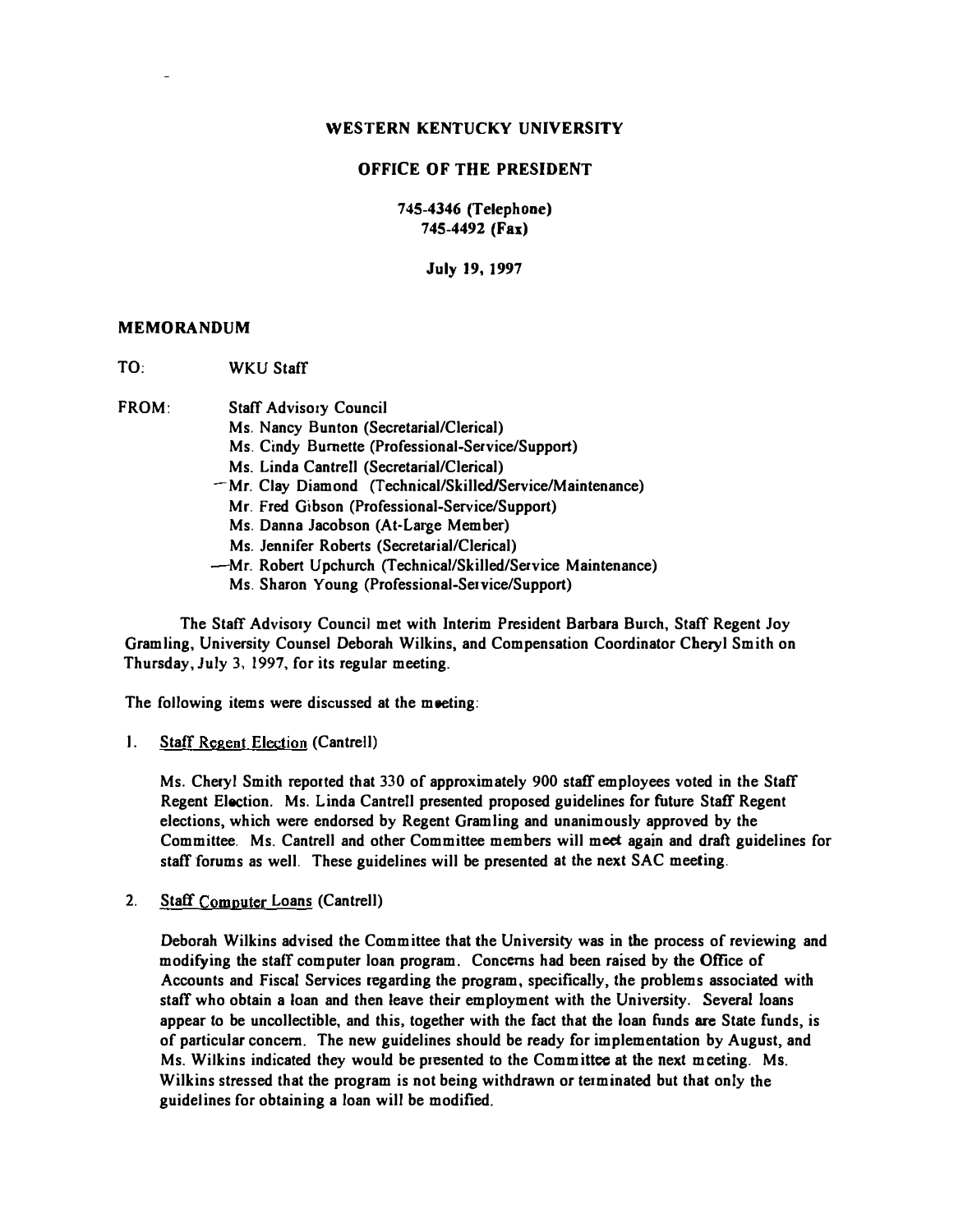# WESTERN KENTUCKY UNIVERSITY

## OFFICE OF THE PRESIDENT

745-4346 (Telephone)
745-4492 (Fax)

July 19, 1997

**MEMORANDUM**

TO: WKU Staff

FROM: Staff Advisory Council
Ms. Nancy Bunton (Secretarial/Clerical)
Ms. Cindy Burnette (Professional-Service/Support)
Ms. Linda Cantrell (Secretarial/Clerical)
Mr. Clay Diamond (Technical/Skilled/Service/Maintenance)
Mr. Fred Gibson (Professional-Service/Support)
Ms. Danna Jacobson (At-Large Member)
Ms. Jennifer Roberts (Secretarial/Clerical)
Mr. Robert Upchurch (Technical/Skilled/Service Maintenance)
Ms. Sharon Young (Professional-Service/Support)

The Staff Advisory Council met with Interim President Barbara Burch, Staff Regent Joy Gramling, University Counsel Deborah Wilkins, and Compensation Coordinator Cheryl Smith on Thursday, July 3, 1997, for its regular meeting.

The following items were discussed at the meeting:

1. Staff Regent Election (Cantrell)

   Ms. Cheryl Smith reported that 330 of approximately 900 staff employees voted in the Staff Regent Election. Ms. Linda Cantrell presented proposed guidelines for future Staff Regent elections, which were endorsed by Regent Gramling and unanimously approved by the Committee. Ms. Cantrell and other Committee members will meet again and draft guidelines for staff forums as well. These guidelines will be presented at the next SAC meeting.

2. Staff Computer Loans (Cantrell)

   Deborah Wilkins advised the Committee that the University was in the process of reviewing and modifying the staff computer loan program. Concerns had been raised by the Office of Accounts and Fiscal Services regarding the program, specifically, the problems associated with staff who obtain a loan and then leave their employment with the University. Several loans appear to be uncollectible, and this, together with the fact that the loan funds are State funds, is of particular concern. The new guidelines should be ready for implementation by August, and Ms. Wilkins indicated they would be presented to the Committee at the next meeting. Ms. Wilkins stressed that the program is not being withdrawn or terminated but that only the guidelines for obtaining a loan will be modified.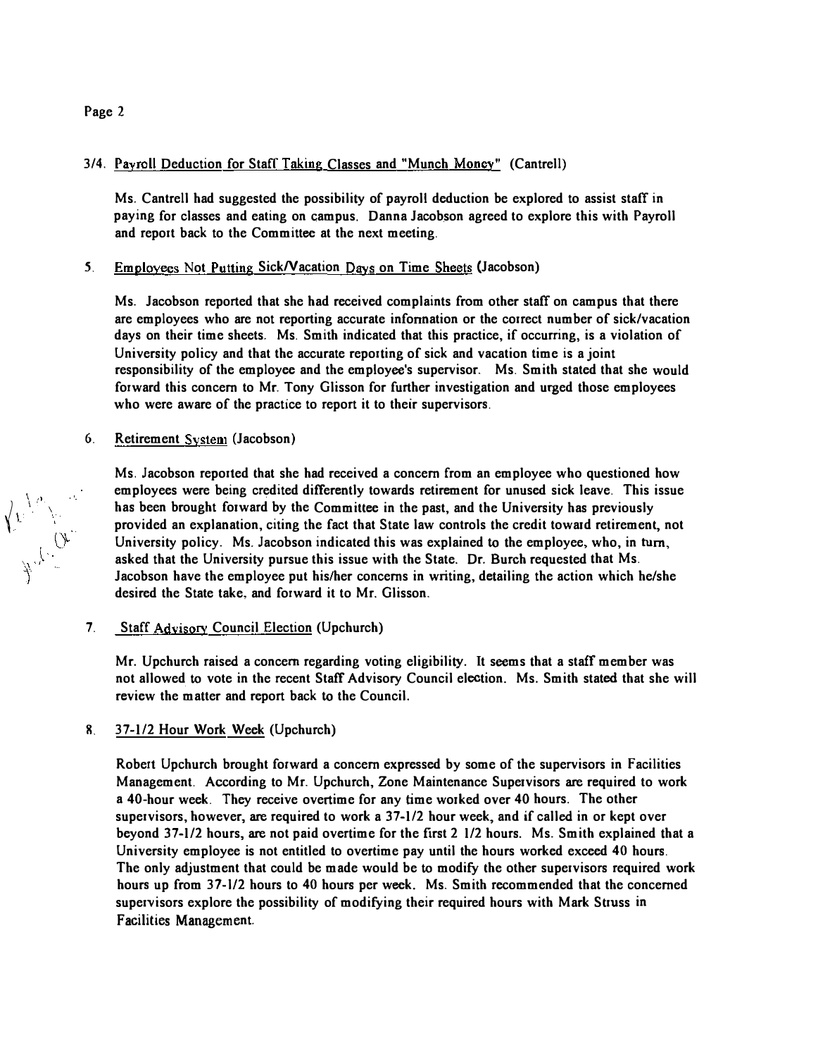3/4. Payroll Deduction for Staff Taking Classes and "Munch Money" (Cantrell)

Ms. Cantrell had suggested the possibility of payroll deduction be explored to assist staff in paying for classes and eating on campus. Danna Jacobson agreed to explore this with Payroll and report back to the Committee at the next meeting.

5. Employees Not Putting Sick/Vacation Days on Time Sheets (Jacobson)

Ms. Jacobson reported that she had received complaints from other staff on campus that there are employees who are not reporting accurate information or the correct number of sick/vacation days on their time sheets. Ms. Smith indicated that this practice, if occurring, is a violation of University policy and that the accurate reporting of sick and vacation time is a joint responsibility of the employee and the employee's supervisor. Ms. Smith stated that she would forward this concern to Mr. Tony Glisson for further investigation and urged those employees who were aware of the practice to report it to their supervisors.

6. Retirement System (Jacobson)

Ms. Jacobson reported that she had received a concern from an employee who questioned how employees were being credited differently towards retirement for unused sick leave. This issue has been brought forward by the Committee in the past, and the University has previously provided an explanation, citing the fact that State law controls the credit toward retirement, not University policy. Ms. Jacobson indicated this was explained to the employee, who, in turn, asked that the University pursue this issue with the State. Dr. Burch requested that Ms. Jacobson have the employee put his/her concerns in writing, detailing the action which he/she desired the State take, and forward it to Mr. Glisson.

7. Staff Advisory Council Election (Upchurch)

Mr. Upchurch raised a concern regarding voting eligibility. It seems that a staff member was not allowed to vote in the recent Staff Advisory Council election. Ms. Smith stated that she will review the matter and report back to the Council.

8. 37-1/2 Hour Work Week (Upchurch)

Robert Upchurch brought forward a concern expressed by some of the supervisors in Facilities Management. According to Mr. Upchurch, Zone Maintenance Supervisors are required to work a 40-hour week. They receive overtime for any time worked over 40 hours. The other supervisors, however, are required to work a 37-1/2 hour week, and if called in or kept over beyond 37-1/2 hours, are not paid overtime for the first 2 1/2 hours. Ms. Smith explained that a University employee is not entitled to overtime pay until the hours worked exceed 40 hours. The only adjustment that could be made would be to modify the other supervisors required work hours up from 37-1/2 hours to 40 hours per week. Ms. Smith recommended that the concerned supervisors explore the possibility of modifying their required hours with Mark Struss in Facilities Management.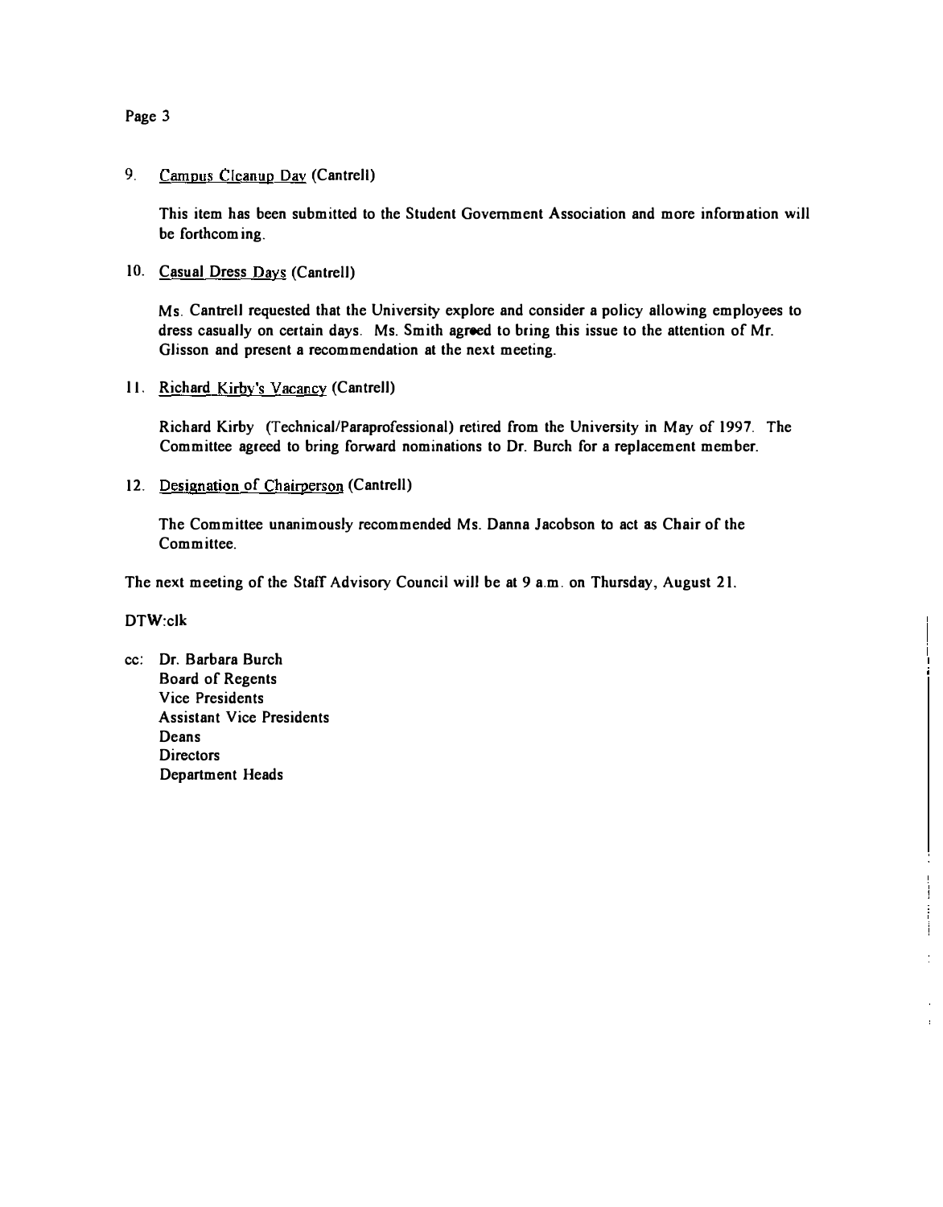9. Campus Cleanup Day (Cantrell)

   This item has been submitted to the Student Government Association and more information will be forthcoming.

10. Casual Dress Days (Cantrell)

    Ms. Cantrell requested that the University explore and consider a policy allowing employees to dress casually on certain days. Ms. Smith agreed to bring this issue to the attention of Mr. Glisson and present a recommendation at the next meeting.

11. Richard Kirby's Vacancy (Cantrell)

    Richard Kirby (Technical/Paraprofessional) retired from the University in May of 1997. The Committee agreed to bring forward nominations to Dr. Burch for a replacement member.

12. Designation of Chairperson (Cantrell)

    The Committee unanimously recommended Ms. Danna Jacobson to act as Chair of the Committee.

The next meeting of the Staff Advisory Council will be at 9 a.m. on Thursday, August 21.

DTW:clk

cc: Dr. Barbara Burch
    Board of Regents
    Vice Presidents
    Assistant Vice Presidents
    Deans
    Directors
    Department Heads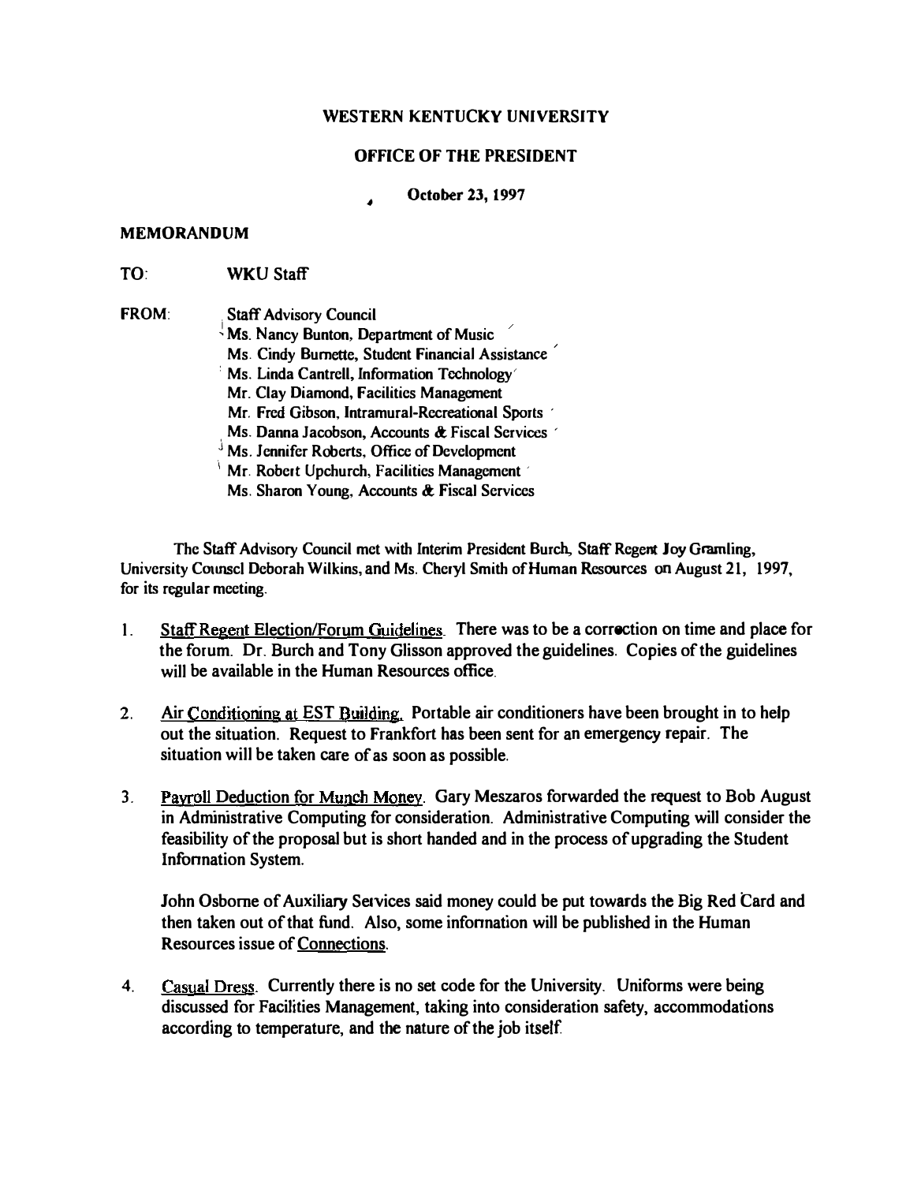**WESTERN KENTUCKY UNIVERSITY**

**OFFICE OF THE PRESIDENT**

**October 23, 1997**

**MEMORANDUM**

**TO:** WKU Staff

**FROM:** Staff Advisory Council
Ms. Nancy Bunton, Department of Music
Ms. Cindy Burnette, Student Financial Assistance
Ms. Linda Cantrell, Information Technology
Mr. Clay Diamond, Facilities Management
Mr. Fred Gibson, Intramural-Recreational Sports
Ms. Danna Jacobson, Accounts & Fiscal Services
Ms. Jennifer Roberts, Office of Development
Mr. Robert Upchurch, Facilities Management
Ms. Sharon Young, Accounts & Fiscal Services

The Staff Advisory Council met with Interim President Burch, Staff Regent Joy Gramling, University Counsel Deborah Wilkins, and Ms. Cheryl Smith of Human Resources on August 21, 1997, for its regular meeting.

1. Staff Regent Election/Forum Guidelines. There was to be a correction on time and place for the forum. Dr. Burch and Tony Glisson approved the guidelines. Copies of the guidelines will be available in the Human Resources office.

2. Air Conditioning at EST Building. Portable air conditioners have been brought in to help out the situation. Request to Frankfort has been sent for an emergency repair. The situation will be taken care of as soon as possible.

3. Payroll Deduction for Munch Money. Gary Meszaros forwarded the request to Bob August in Administrative Computing for consideration. Administrative Computing will consider the feasibility of the proposal but is short handed and in the process of upgrading the Student Information System.

   John Osborne of Auxiliary Services said money could be put towards the Big Red Card and then taken out of that fund. Also, some information will be published in the Human Resources issue of Connections.

4. Casual Dress. Currently there is no set code for the University. Uniforms were being discussed for Facilities Management, taking into consideration safety, accommodations according to temperature, and the nature of the job itself.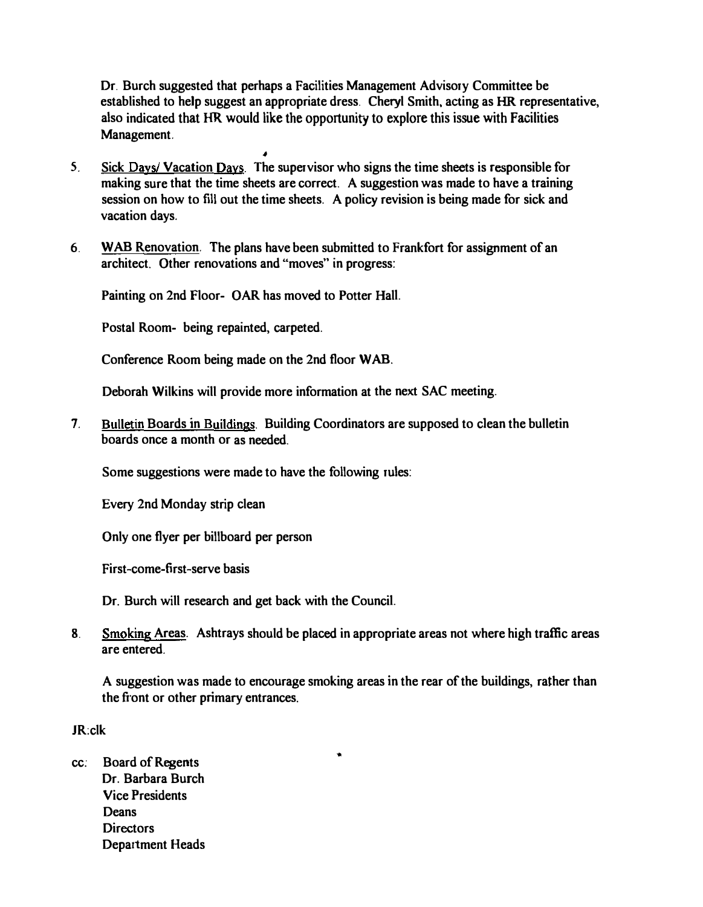Dr. Burch suggested that perhaps a Facilities Management Advisory Committee be established to help suggest an appropriate dress. Cheryl Smith, acting as HR representative, also indicated that HR would like the opportunity to explore this issue with Facilities Management.

5. Sick Days/ Vacation Days. The supervisor who signs the time sheets is responsible for making sure that the time sheets are correct. A suggestion was made to have a training session on how to fill out the time sheets. A policy revision is being made for sick and vacation days.

6. WAB Renovation. The plans have been submitted to Frankfort for assignment of an architect. Other renovations and "moves" in progress:

   Painting on 2nd Floor- OAR has moved to Potter Hall.

   Postal Room- being repainted, carpeted.

   Conference Room being made on the 2nd floor WAB.

   Deborah Wilkins will provide more information at the next SAC meeting.

7. Bulletin Boards in Buildings. Building Coordinators are supposed to clean the bulletin boards once a month or as needed.

   Some suggestions were made to have the following rules:

   Every 2nd Monday strip clean

   Only one flyer per billboard per person

   First-come-first-serve basis

   Dr. Burch will research and get back with the Council.

8. Smoking Areas. Ashtrays should be placed in appropriate areas not where high traffic areas are entered.

   A suggestion was made to encourage smoking areas in the rear of the buildings, rather than the front or other primary entrances.

JR:clk

cc: Board of Regents
Dr. Barbara Burch
Vice Presidents
Deans
Directors
Department Heads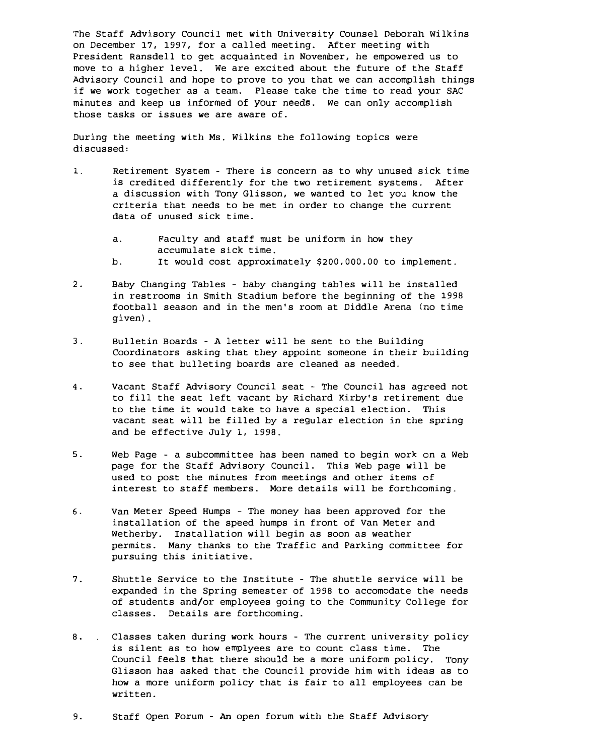The Staff Advisory Council met with University Counsel Deborah Wilkins on December 17, 1997, for a called meeting. After meeting with President Ransdell to get acquainted in November, he empowered us to move to a higher level. We are excited about the future of the Staff Advisory Council and hope to prove to you that we can accomplish things if we work together as a team. Please take the time to read your SAC minutes and keep us informed of your needs. We can only accomplish those tasks or issues we are aware of.

During the meeting with Ms. Wilkins the following topics were discussed:

1. Retirement System - There is concern as to why unused sick time is credited differently for the two retirement systems. After a discussion with Tony Glisson, we wanted to let you know the criteria that needs to be met in order to change the current data of unused sick time.

   a. Faculty and staff must be uniform in how they accumulate sick time.
   b. It would cost approximately $200,000.00 to implement.

2. Baby Changing Tables - baby changing tables will be installed in restrooms in Smith Stadium before the beginning of the 1998 football season and in the men's room at Diddle Arena (no time given).

3. Bulletin Boards - A letter will be sent to the Building Coordinators asking that they appoint someone in their building to see that bulleting boards are cleaned as needed.

4. Vacant Staff Advisory Council seat - The Council has agreed not to fill the seat left vacant by Richard Kirby's retirement due to the time it would take to have a special election. This vacant seat will be filled by a regular election in the spring and be effective July 1, 1998.

5. Web Page - a subcommittee has been named to begin work on a Web page for the Staff Advisory Council. This Web page will be used to post the minutes from meetings and other items of interest to staff members. More details will be forthcoming.

6. Van Meter Speed Humps - The money has been approved for the installation of the speed humps in front of Van Meter and Wetherby. Installation will begin as soon as weather permits. Many thanks to the Traffic and Parking committee for pursuing this initiative.

7. Shuttle Service to the Institute - The shuttle service will be expanded in the Spring semester of 1998 to accomodate the needs of students and/or employees going to the Community College for classes. Details are forthcoming.

8. Classes taken during work hours - The current university policy is silent as to how emplyees are to count class time. The Council feels that there should be a more uniform policy. Tony Glisson has asked that the Council provide him with ideas as to how a more uniform policy that is fair to all employees can be written.

9. Staff Open Forum - An open forum with the Staff Advisory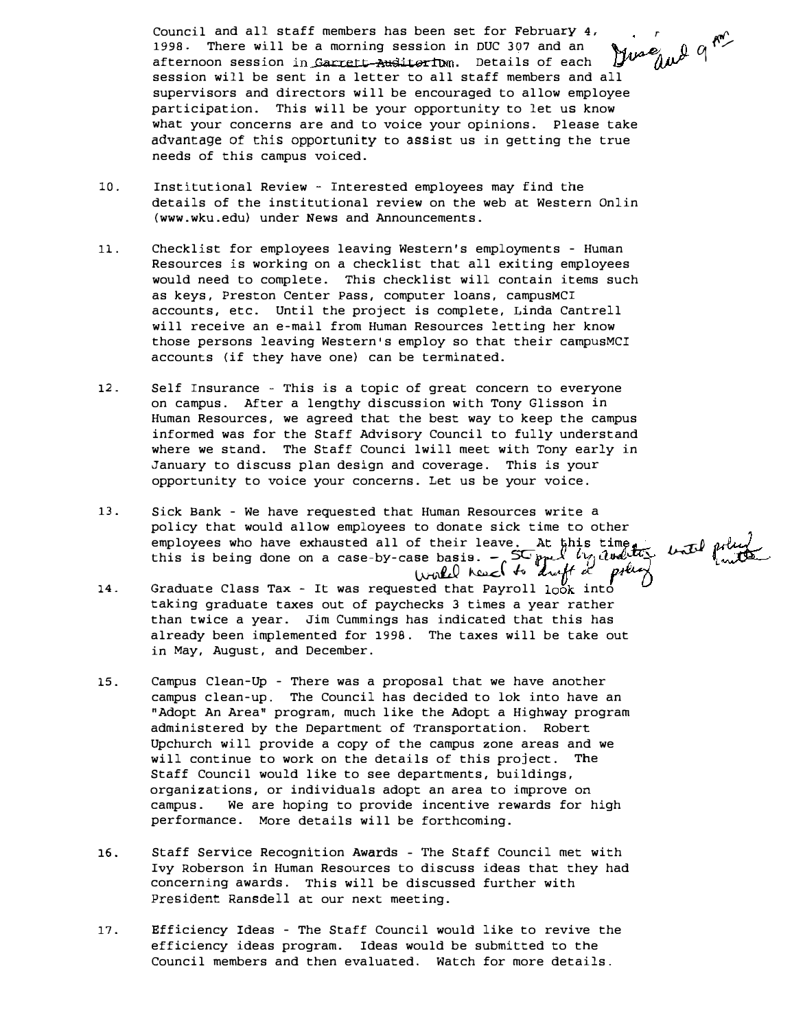Council and all staff members has been set for February 4, 1998. There will be a morning session in DUC 307 and an afternoon session in ~~Garrett Auditorium~~. Details of each session will be sent in a letter to all staff members and all supervisors and directors will be encouraged to allow employee participation. This will be your opportunity to let us know what your concerns are and to voice your opinions. Please take advantage of this opportunity to assist us in getting the true needs of this campus voiced.

Grise and 9 AM

10. Institutional Review - Interested employees may find the details of the institutional review on the web at Western Onlin (www.wku.edu) under News and Announcements.

11. Checklist for employees leaving Western's employments - Human Resources is working on a checklist that all exiting employees would need to complete. This checklist will contain items such as keys, Preston Center Pass, computer loans, campusMCI accounts, etc. Until the project is complete, Linda Cantrell will receive an e-mail from Human Resources letting her know those persons leaving Western's employ so that their campusMCI accounts (if they have one) can be terminated.

12. Self Insurance - This is a topic of great concern to everyone on campus. After a lengthy discussion with Tony Glisson in Human Resources, we agreed that the best way to keep the campus informed was for the Staff Advisory Council to fully understand where we stand. The Staff Counci lwill meet with Tony early in January to discuss plan design and coverage. This is your opportunity to voice your concerns. Let us be your voice.

13. Sick Bank - We have requested that Human Resources write a policy that would allow employees to donate sick time to other employees who have exhausted all of their leave. At this time this is being done on a case-by-case basis. - SC opposed by auditors until policy written. Would need to draft a policy

14. Graduate Class Tax - It was requested that Payroll look into taking graduate taxes out of paychecks 3 times a year rather than twice a year. Jim Cummings has indicated that this has already been implemented for 1998. The taxes will be take out in May, August, and December.

15. Campus Clean-Up - There was a proposal that we have another campus clean-up. The Council has decided to lok into have an "Adopt An Area" program, much like the Adopt a Highway program administered by the Department of Transportation. Robert Upchurch will provide a copy of the campus zone areas and we will continue to work on the details of this project. The Staff Council would like to see departments, buildings, organizations, or individuals adopt an area to improve on campus. We are hoping to provide incentive rewards for high performance. More details will be forthcoming.

16. Staff Service Recognition Awards - The Staff Council met with Ivy Roberson in Human Resources to discuss ideas that they had concerning awards. This will be discussed further with President Ransdell at our next meeting.

17. Efficiency Ideas - The Staff Council would like to revive the efficiency ideas program. Ideas would be submitted to the Council members and then evaluated. Watch for more details.